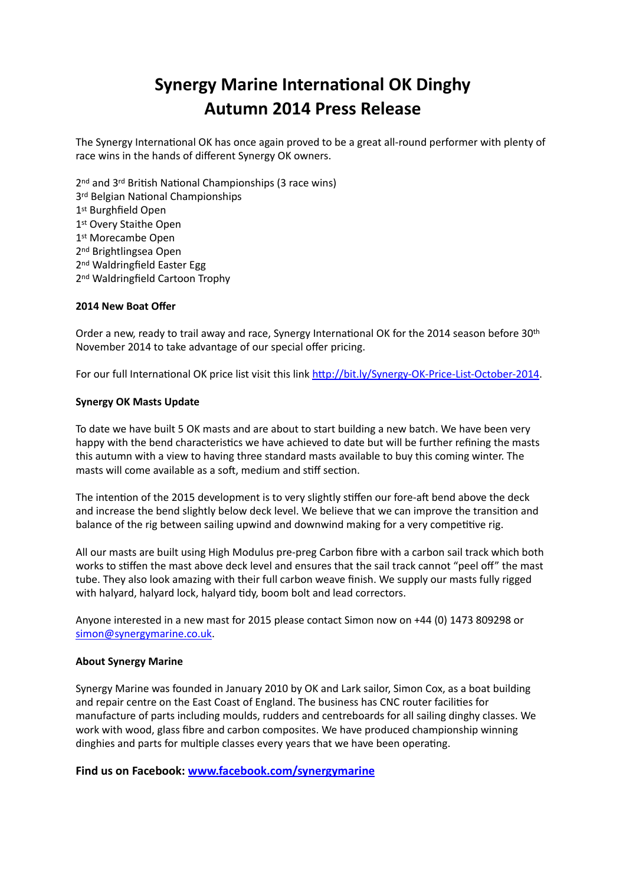# Synergy Marine International OK Dinghy
# Autumn 2014 Press Release

The Synergy International OK has once again proved to be a great all-round performer with plenty of race wins in the hands of different Synergy OK owners.

2nd and 3rd British National Championships (3 race wins)
3rd Belgian National Championships
1st Burghfield Open
1st Overy Staithe Open
1st Morecambe Open
2nd Brightlingsea Open
2nd Waldringfield Easter Egg
2nd Waldringfield Cartoon Trophy

**2014 New Boat Offer**

Order a new, ready to trail away and race, Synergy International OK for the 2014 season before 30th November 2014 to take advantage of our special offer pricing.

For our full International OK price list visit this link [http://bit.ly/Synergy-OK-Price-List-October-2014](http://bit.ly/Synergy-OK-Price-List-October-2014).

**Synergy OK Masts Update**

To date we have built 5 OK masts and are about to start building a new batch. We have been very happy with the bend characteristics we have achieved to date but will be further refining the masts this autumn with a view to having three standard masts available to buy this coming winter. The masts will come available as a soft, medium and stiff section.

The intention of the 2015 development is to very slightly stiffen our fore-aft bend above the deck and increase the bend slightly below deck level. We believe that we can improve the transition and balance of the rig between sailing upwind and downwind making for a very competitive rig.

All our masts are built using High Modulus pre-preg Carbon fibre with a carbon sail track which both works to stiffen the mast above deck level and ensures that the sail track cannot "peel off" the mast tube. They also look amazing with their full carbon weave finish. We supply our masts fully rigged with halyard, halyard lock, halyard tidy, boom bolt and lead correctors.

Anyone interested in a new mast for 2015 please contact Simon now on +44 (0) 1473 809298 or [simon@synergymarine.co.uk](mailto:simon@synergymarine.co.uk).

**About Synergy Marine**

Synergy Marine was founded in January 2010 by OK and Lark sailor, Simon Cox, as a boat building and repair centre on the East Coast of England. The business has CNC router facilities for manufacture of parts including moulds, rudders and centreboards for all sailing dinghy classes. We work with wood, glass fibre and carbon composites. We have produced championship winning dinghies and parts for multiple classes every years that we have been operating.

**Find us on Facebook: [www.facebook.com/synergymarine](http://www.facebook.com/synergymarine)**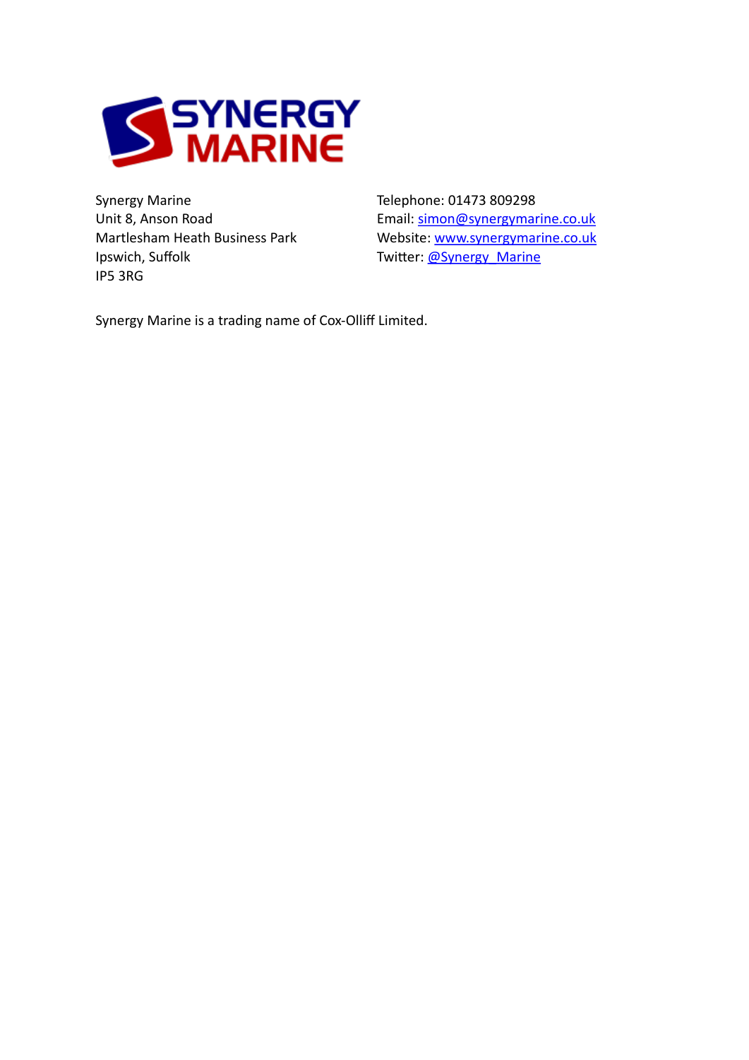Synergy Marine
Unit 8, Anson Road
Martlesham Heath Business Park
Ipswich, Suffolk
IP5 3RG

Telephone: 01473 809298
Email: simon@synergymarine.co.uk
Website: www.synergymarine.co.uk
Twitter: @Synergy_Marine

Synergy Marine is a trading name of Cox-Olliff Limited.